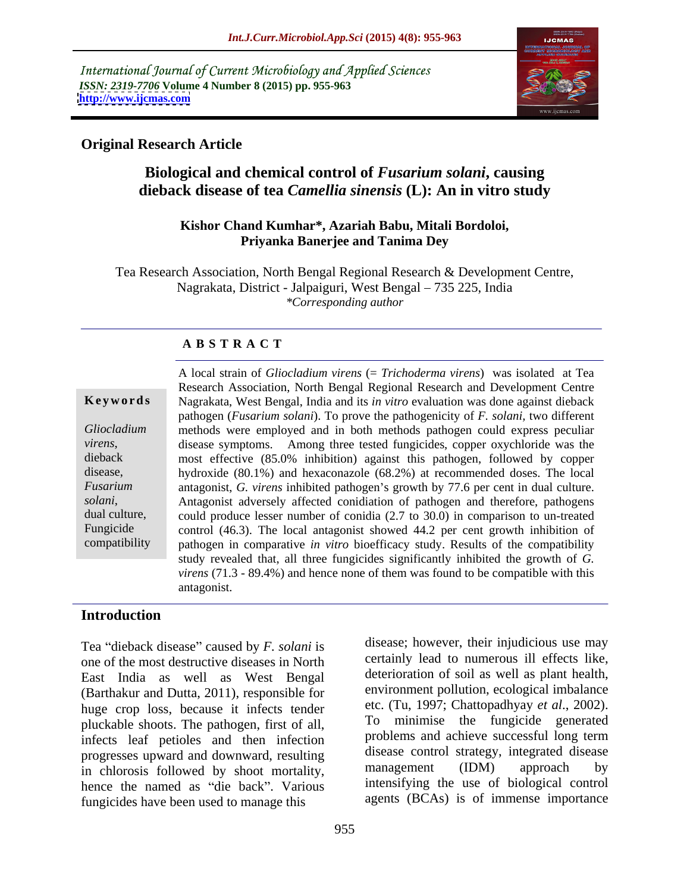International Journal of Current Microbiology and Applied Sciences
*ISSN: 2319-7706* **Volume 4 Number 8 (2015) pp. 955-963**
**http://www.ijcmas.com**

**Original Research Article**

# Biological and chemical control of *Fusarium solani*, causing dieback disease of tea *Camellia sinensis* (L): An in vitro study

**Kishor Chand Kumhar\*, Azariah Babu, Mitali Bordoloi, Priyanka Banerjee and Tanima Dey**

Tea Research Association, North Bengal Regional Research & Development Centre, Nagrakata, District - Jalpaiguri, West Bengal – 735 225, India
*\*Corresponding author*

## ABSTRACT

**Keywords**

*Gliocladium virens*, dieback disease, *Fusarium solani*, dual culture, Fungicide compatibility

A local strain of *Gliocladium virens* (= *Trichoderma virens*) was isolated at Tea Research Association, North Bengal Regional Research and Development Centre Nagrakata, West Bengal, India and its *in vitro* evaluation was done against dieback pathogen (*Fusarium solani*). To prove the pathogenicity of *F. solani*, two different methods were employed and in both methods pathogen could express peculiar disease symptoms. Among three tested fungicides, copper oxychloride was the most effective (85.0% inhibition) against this pathogen, followed by copper hydroxide (80.1%) and hexaconazole (68.2%) at recommended doses. The local antagonist, *G. virens* inhibited pathogen's growth by 77.6 per cent in dual culture. Antagonist adversely affected conidiation of pathogen and therefore, pathogens could produce lesser number of conidia (2.7 to 30.0) in comparison to un-treated control (46.3). The local antagonist showed 44.2 per cent growth inhibition of pathogen in comparative *in vitro* bioefficacy study. Results of the compatibility study revealed that, all three fungicides significantly inhibited the growth of *G. virens* (71.3 - 89.4%) and hence none of them was found to be compatible with this antagonist.

## Introduction

Tea "dieback disease" caused by *F. solani* is one of the most destructive diseases in North East India as well as West Bengal (Barthakur and Dutta, 2011), responsible for huge crop loss, because it infects tender pluckable shoots. The pathogen, first of all, infects leaf petioles and then infection progresses upward and downward, resulting in chlorosis followed by shoot mortality, hence the named as "die back". Various fungicides have been used to manage this disease; however, their injudicious use may certainly lead to numerous ill effects like, deterioration of soil as well as plant health, environment pollution, ecological imbalance etc. (Tu, 1997; Chattopadhyay *et al*., 2002). To minimise the fungicide generated problems and achieve successful long term disease control strategy, integrated disease management (IDM) approach by intensifying the use of biological control agents (BCAs) is of immense importance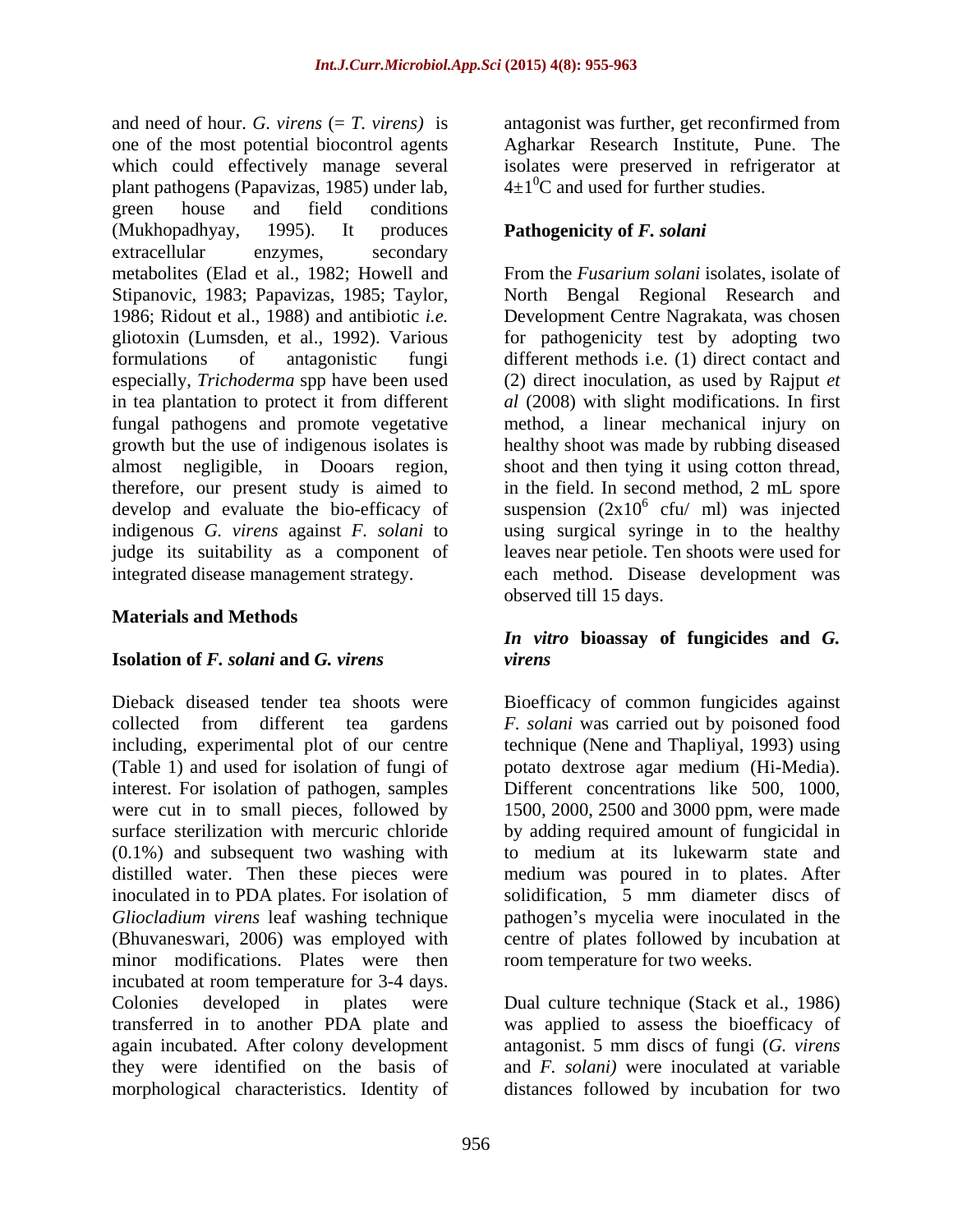and need of hour. *G. virens* (= *T. virens)* is one of the most potential biocontrol agents which could effectively manage several plant pathogens (Papavizas, 1985) under lab, green house and field conditions (Mukhopadhyay, 1995). It produces extracellular enzymes, secondary metabolites (Elad et al., 1982; Howell and Stipanovic, 1983; Papavizas, 1985; Taylor, 1986; Ridout et al., 1988) and antibiotic *i.e.* gliotoxin (Lumsden, et al., 1992). Various formulations of antagonistic fungi especially, *Trichoderma* spp have been used in tea plantation to protect it from different fungal pathogens and promote vegetative growth but the use of indigenous isolates is almost negligible, in Dooars region, therefore, our present study is aimed to develop and evaluate the bio-efficacy of indigenous *G. virens* against *F. solani* to judge its suitability as a component of integrated disease management strategy.

## Materials and Methods

### Isolation of *F. solani* and *G. virens*

Dieback diseased tender tea shoots were collected from different tea gardens including, experimental plot of our centre (Table 1) and used for isolation of fungi of interest. For isolation of pathogen, samples were cut in to small pieces, followed by surface sterilization with mercuric chloride (0.1%) and subsequent two washing with distilled water. Then these pieces were inoculated in to PDA plates. For isolation of *Gliocladium virens* leaf washing technique (Bhuvaneswari, 2006) was employed with minor modifications. Plates were then incubated at room temperature for 3-4 days. Colonies developed in plates were transferred in to another PDA plate and again incubated. After colony development they were identified on the basis of morphological characteristics. Identity of antagonist was further, get reconfirmed from Agharkar Research Institute, Pune. The isolates were preserved in refrigerator at $4\pm1^{0}$C and used for further studies.

### Pathogenicity of *F. solani*

From the *Fusarium solani* isolates, isolate of North Bengal Regional Research and Development Centre Nagrakata, was chosen for pathogenicity test by adopting two different methods i.e. (1) direct contact and (2) direct inoculation, as used by Rajput *et al* (2008) with slight modifications. In first method, a linear mechanical injury on healthy shoot was made by rubbing diseased shoot and then tying it using cotton thread, in the field. In second method, 2 mL spore suspension ($2x10^{6}$ cfu/ ml) was injected using surgical syringe in to the healthy leaves near petiole. Ten shoots were used for each method. Disease development was observed till 15 days.

### *In vitro* bioassay of fungicides and *G. virens*

Bioefficacy of common fungicides against *F. solani* was carried out by poisoned food technique (Nene and Thapliyal, 1993) using potato dextrose agar medium (Hi-Media). Different concentrations like 500, 1000, 1500, 2000, 2500 and 3000 ppm, were made by adding required amount of fungicidal in to medium at its lukewarm state and medium was poured in to plates. After solidification, 5 mm diameter discs of pathogen's mycelia were inoculated in the centre of plates followed by incubation at room temperature for two weeks.

Dual culture technique (Stack et al., 1986) was applied to assess the bioefficacy of antagonist. 5 mm discs of fungi (*G. virens* and *F. solani)* were inoculated at variable distances followed by incubation for two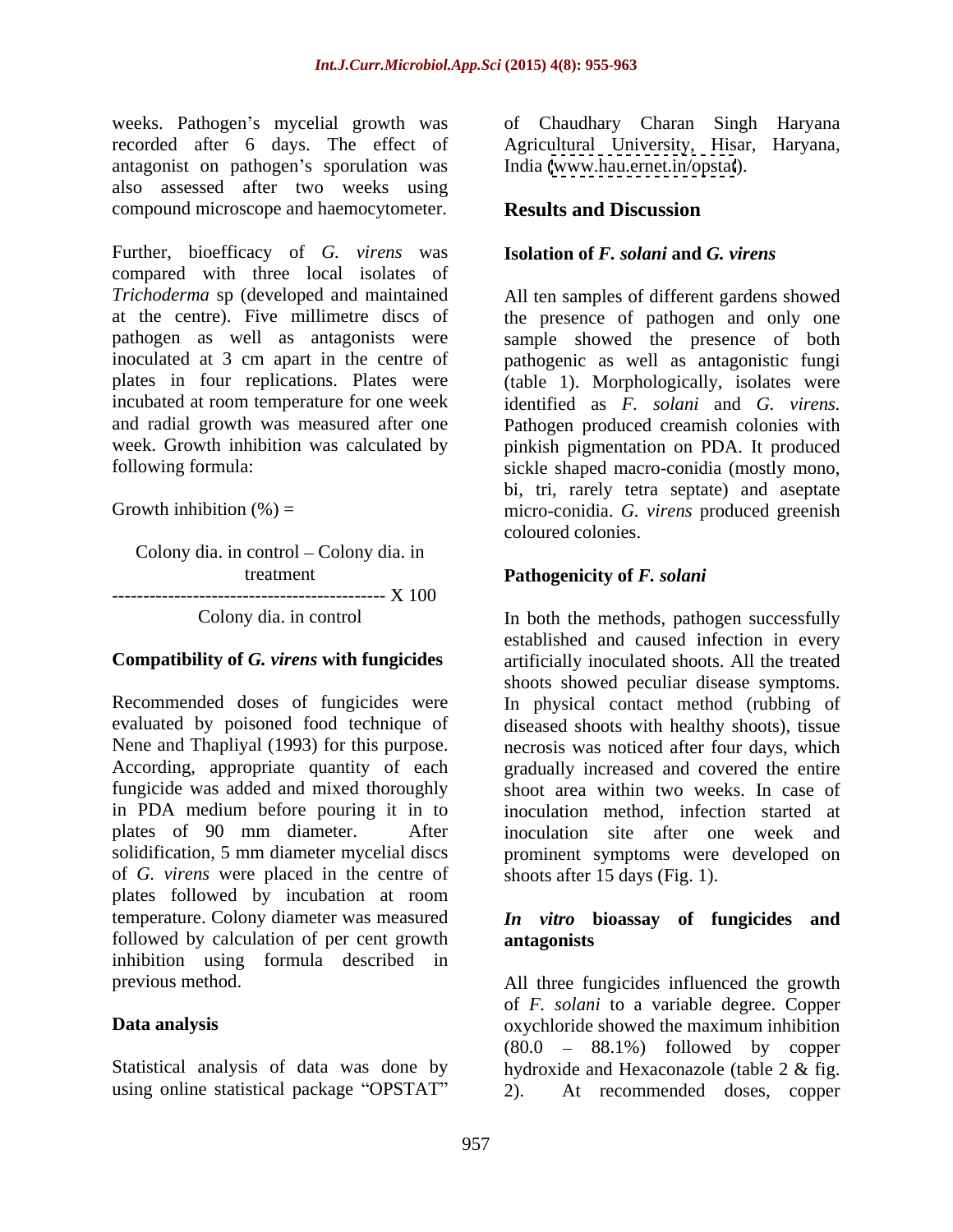weeks. Pathogen's mycelial growth was recorded after 6 days. The effect of antagonist on pathogen's sporulation was also assessed after two weeks using compound microscope and haemocytometer.

Further, bioefficacy of *G. virens* was compared with three local isolates of *Trichoderma* sp (developed and maintained at the centre). Five millimetre discs of pathogen as well as antagonists were inoculated at 3 cm apart in the centre of plates in four replications. Plates were incubated at room temperature for one week and radial growth was measured after one week. Growth inhibition was calculated by following formula:

$$\text{Growth inhibition (\%)} = \frac{\text{Colony dia. in control} - \text{Colony dia. in treatment}}{\text{Colony dia. in control}} \times 100$$

**Compatibility of *G. virens* with fungicides**

Recommended doses of fungicides were evaluated by poisoned food technique of Nene and Thapliyal (1993) for this purpose. According, appropriate quantity of each fungicide was added and mixed thoroughly in PDA medium before pouring it in to plates of 90 mm diameter. After solidification, 5 mm diameter mycelial discs of *G. virens* were placed in the centre of plates followed by incubation at room temperature. Colony diameter was measured followed by calculation of per cent growth inhibition using formula described in previous method.

**Data analysis**

Statistical analysis of data was done by using online statistical package "OPSTAT" of Chaudhary Charan Singh Haryana Agricultural University, Hisar, Haryana, India (www.hau.ernet.in/opstat).

## Results and Discussion

**Isolation of *F. solani* and *G. virens***

All ten samples of different gardens showed the presence of pathogen and only one sample showed the presence of both pathogenic as well as antagonistic fungi (table 1). Morphologically, isolates were identified as *F. solani* and *G. virens.* Pathogen produced creamish colonies with pinkish pigmentation on PDA. It produced sickle shaped macro-conidia (mostly mono, bi, tri, rarely tetra septate) and aseptate micro-conidia. *G. virens* produced greenish coloured colonies.

**Pathogenicity of *F. solani***

In both the methods, pathogen successfully established and caused infection in every artificially inoculated shoots. All the treated shoots showed peculiar disease symptoms. In physical contact method (rubbing of diseased shoots with healthy shoots), tissue necrosis was noticed after four days, which gradually increased and covered the entire shoot area within two weeks. In case of inoculation method, infection started at inoculation site after one week and prominent symptoms were developed on shoots after 15 days (Fig. 1).

***In vitro* bioassay of fungicides and antagonists**

All three fungicides influenced the growth of *F. solani* to a variable degree. Copper oxychloride showed the maximum inhibition (80.0 – 88.1%) followed by copper hydroxide and Hexaconazole (table 2 & fig. 2). At recommended doses, copper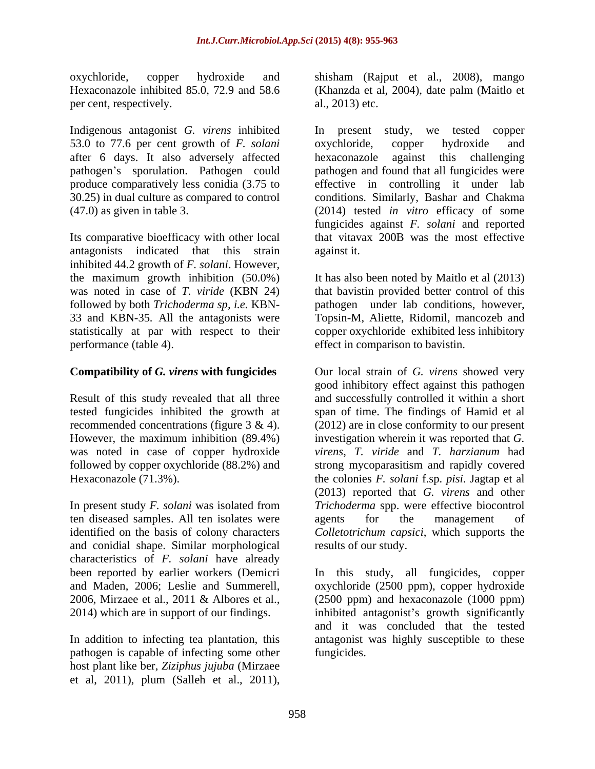oxychloride, copper hydroxide and Hexaconazole inhibited 85.0, 72.9 and 58.6 per cent, respectively.

Indigenous antagonist *G. virens* inhibited 53.0 to 77.6 per cent growth of *F. solani* after 6 days. It also adversely affected pathogen's sporulation. Pathogen could produce comparatively less conidia (3.75 to 30.25) in dual culture as compared to control (47.0) as given in table 3.

Its comparative bioefficacy with other local antagonists indicated that this strain inhibited 44.2 growth of *F. solani*. However, the maximum growth inhibition (50.0%) was noted in case of *T. viride* (KBN 24) followed by both *Trichoderma sp, i.e.* KBN-33 and KBN-35. All the antagonists were statistically at par with respect to their performance (table 4).

**Compatibility of *G. virens* with fungicides**

Result of this study revealed that all three tested fungicides inhibited the growth at recommended concentrations (figure 3 & 4). However, the maximum inhibition (89.4%) was noted in case of copper hydroxide followed by copper oxychloride (88.2%) and Hexaconazole (71.3%).

In present study *F. solani* was isolated from ten diseased samples. All ten isolates were identified on the basis of colony characters and conidial shape. Similar morphological characteristics of *F. solani* have already been reported by earlier workers (Demicri and Maden, 2006; Leslie and Summerell, 2006, Mirzaee et al., 2011 & Albores et al., 2014) which are in support of our findings.

In addition to infecting tea plantation, this pathogen is capable of infecting some other host plant like ber, *Ziziphus jujuba* (Mirzaee et al, 2011), plum (Salleh et al., 2011), shisham (Rajput et al., 2008), mango (Khanzda et al, 2004), date palm (Maitlo et al., 2013) etc.

In present study, we tested copper oxychloride, copper hydroxide and hexaconazole against this challenging pathogen and found that all fungicides were effective in controlling it under lab conditions. Similarly, Bashar and Chakma (2014) tested *in vitro* efficacy of some fungicides against *F. solani* and reported that vitavax 200B was the most effective against it.

It has also been noted by Maitlo et al (2013) that bavistin provided better control of this pathogen under lab conditions, however, Topsin-M, Aliette, Ridomil, mancozeb and copper oxychloride exhibited less inhibitory effect in comparison to bavistin.

Our local strain of *G. virens* showed very good inhibitory effect against this pathogen and successfully controlled it within a short span of time. The findings of Hamid et al (2012) are in close conformity to our present investigation wherein it was reported that *G. virens*, *T. viride* and *T. harzianum* had strong mycoparasitism and rapidly covered the colonies *F. solani* f.sp. *pisi*. Jagtap et al (2013) reported that *G. virens* and other *Trichoderma* spp. were effective biocontrol agents for the management of *Colletotrichum capsici*, which supports the results of our study.

In this study, all fungicides, copper oxychloride (2500 ppm), copper hydroxide (2500 ppm) and hexaconazole (1000 ppm) inhibited antagonist's growth significantly and it was concluded that the tested antagonist was highly susceptible to these fungicides.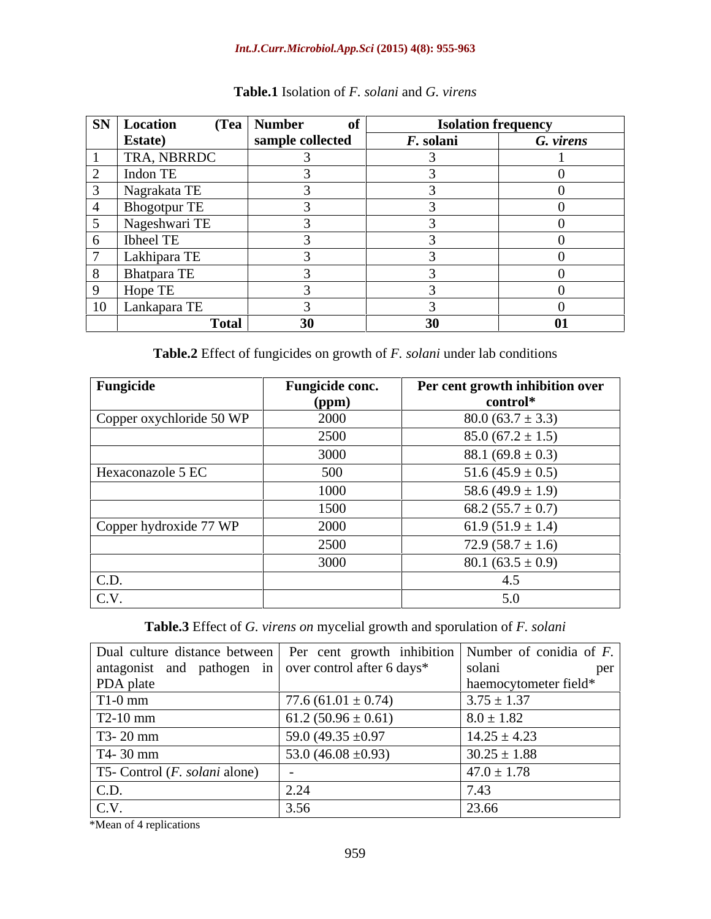**Table.1** Isolation of *F. solani* and *G. virens*

| SN | Location (Tea Estate) | Number of sample collected | Isolation frequency | |
|---|---|---|---|---|
| | | | *F.* solani | *G. virens* |
| 1 | TRA, NBRRDC | 3 | 3 | 1 |
| 2 | Indon TE | 3 | 3 | 0 |
| 3 | Nagrakata TE | 3 | 3 | 0 |
| 4 | Bhogotpur TE | 3 | 3 | 0 |
| 5 | Nageshwari TE | 3 | 3 | 0 |
| 6 | Ibheel TE | 3 | 3 | 0 |
| 7 | Lakhipara TE | 3 | 3 | 0 |
| 8 | Bhatpara TE | 3 | 3 | 0 |
| 9 | Hope TE | 3 | 3 | 0 |
| 10 | Lankapara TE | 3 | 3 | 0 |
| | **Total** | **30** | **30** | **01** |

**Table.2** Effect of fungicides on growth of *F. solani* under lab conditions

| Fungicide | Fungicide conc. (ppm) | Per cent growth inhibition over control* |
|---|---|---|
| Copper oxychloride 50 WP | 2000 | 80.0 (63.7 ± 3.3) |
| | 2500 | 85.0 (67.2 ± 1.5) |
| | 3000 | 88.1 (69.8 ± 0.3) |
| Hexaconazole 5 EC | 500 | 51.6 (45.9 ± 0.5) |
| | 1000 | 58.6 (49.9 ± 1.9) |
| | 1500 | 68.2 (55.7 ± 0.7) |
| Copper hydroxide 77 WP | 2000 | 61.9 (51.9 ± 1.4) |
| | 2500 | 72.9 (58.7 ± 1.6) |
| | 3000 | 80.1 (63.5 ± 0.9) |
| C.D. | | 4.5 |
| C.V. | | 5.0 |

**Table.3** Effect of *G. virens on* mycelial growth and sporulation of *F. solani*

| Dual culture distance between antagonist and pathogen in PDA plate | Per cent growth inhibition over control after 6 days* | Number of conidia of *F.* solani per haemocytometer field* |
|---|---|---|
| T1-0 mm | 77.6 (61.01 ± 0.74) | 3.75 ± 1.37 |
| T2-10 mm | 61.2 (50.96 ± 0.61) | 8.0 ± 1.82 |
| T3- 20 mm | 59.0 (49.35 ±0.97 | 14.25 ± 4.23 |
| T4- 30 mm | 53.0 (46.08 ±0.93) | 30.25 ± 1.88 |
| T5- Control (*F. solani* alone) | - | 47.0 ± 1.78 |
| C.D. | 2.24 | 7.43 |
| C.V. | 3.56 | 23.66 |

*Mean of 4 replications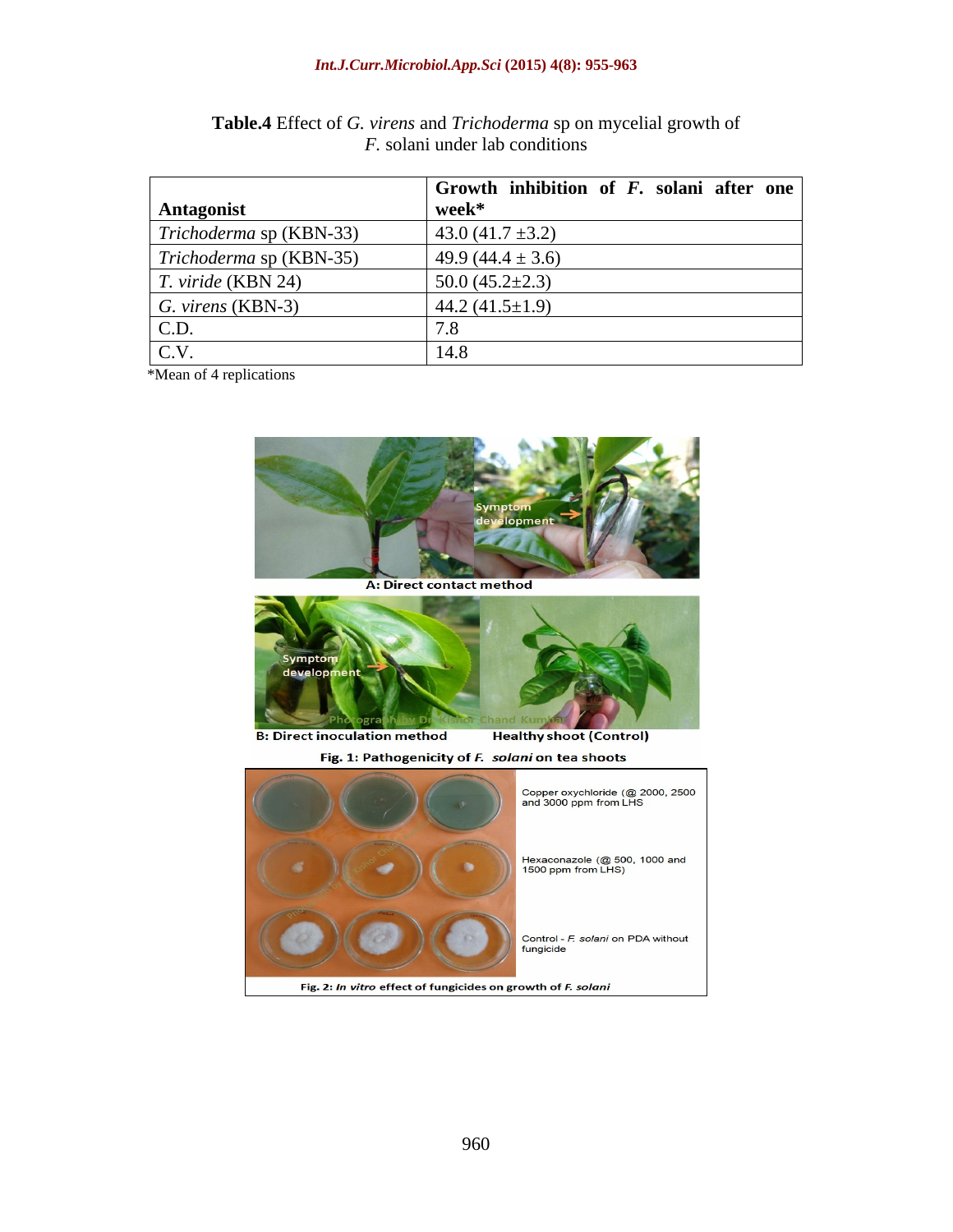**Table.4** Effect of *G. virens* and *Trichoderma* sp on mycelial growth of *F.* solani under lab conditions

| Antagonist | Growth inhibition of *F.* solani after one week* |
|---|---|
| *Trichoderma* sp (KBN-33) | 43.0 (41.7 ±3.2) |
| *Trichoderma* sp (KBN-35) | 49.9 (44.4 ± 3.6) |
| *T. viride* (KBN 24) | 50.0 (45.2±2.3) |
| *G. virens* (KBN-3) | 44.2 (41.5±1.9) |
| C.D. | 7.8 |
| C.V. | 14.8 |

*Mean of 4 replications

A: Direct contact method

B: Direct inoculation method    Healthy shoot (Control)

**Fig. 1: Pathogenicity of *F. solani* on tea shoots**

Copper oxychloride (@ 2000, 2500 and 3000 ppm from LHS

Hexaconazole (@ 500, 1000 and 1500 ppm from LHS)

Control - *F. solani* on PDA without fungicide

**Fig. 2: *In vitro* effect of fungicides on growth of *F. solani***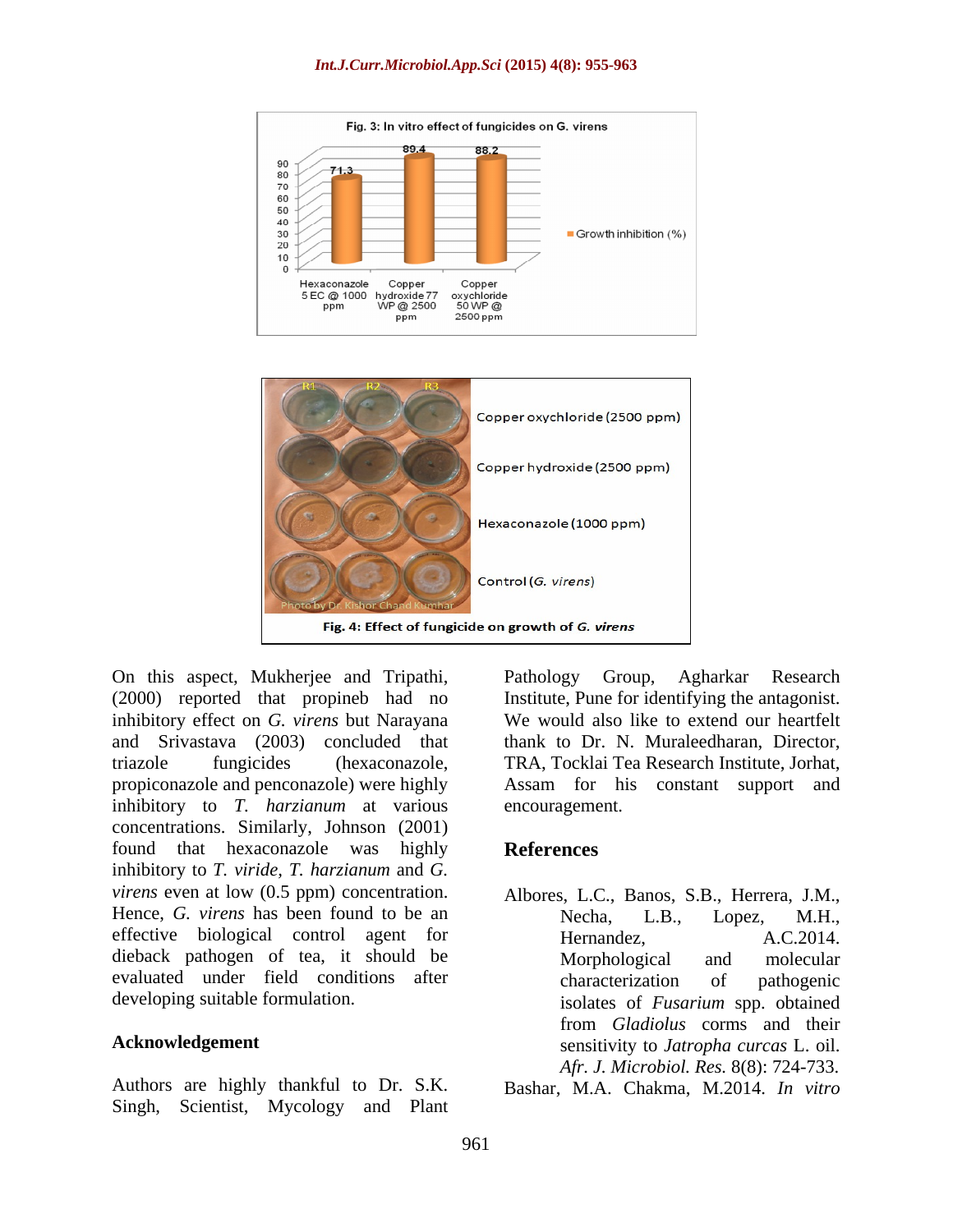Fig. 3: In vitro effect of fungicides on G. virens

Fig. 4: Effect of fungicide on growth of *G. virens*

On this aspect, Mukherjee and Tripathi, (2000) reported that propineb had no inhibitory effect on *G. virens* but Narayana and Srivastava (2003) concluded that triazole fungicides (hexaconazole, propiconazole and penconazole) were highly inhibitory to *T. harzianum* at various concentrations. Similarly, Johnson (2001) found that hexaconazole was highly inhibitory to *T. viride*, *T. harzianum* and *G. virens* even at low (0.5 ppm) concentration. Hence, *G. virens* has been found to be an effective biological control agent for dieback pathogen of tea, it should be evaluated under field conditions after developing suitable formulation.

## Acknowledgement

Authors are highly thankful to Dr. S.K. Singh, Scientist, Mycology and Plant Pathology Group, Agharkar Research Institute, Pune for identifying the antagonist. We would also like to extend our heartfelt thank to Dr. N. Muraleedharan, Director, TRA, Tocklai Tea Research Institute, Jorhat, Assam for his constant support and encouragement.

## References

Albores, L.C., Banos, S.B., Herrera, J.M., Necha, L.B., Lopez, M.H., Hernandez, A.C.2014. Morphological and molecular characterization of pathogenic isolates of *Fusarium* spp. obtained from *Gladiolus* corms and their sensitivity to *Jatropha curcas* L. oil. *Afr. J. Microbiol. Res.* 8(8): 724-733.

Bashar, M.A. Chakma, M.2014. *In vitro*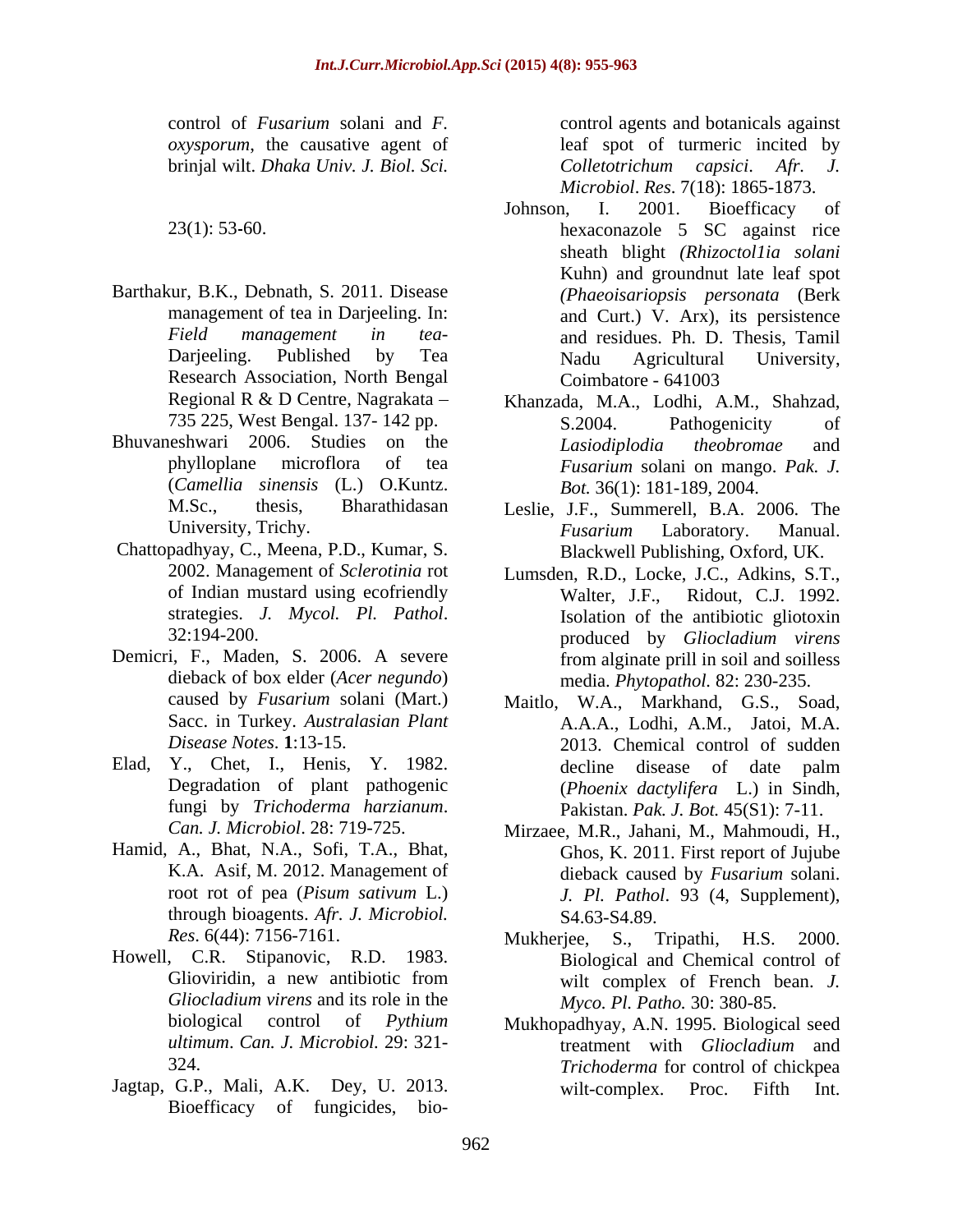control of *Fusarium* solani and *F. oxysporum*, the causative agent of brinjal wilt. *Dhaka Univ. J. Biol. Sci.* 23(1): 53-60.

Barthakur, B.K., Debnath, S. 2011. Disease management of tea in Darjeeling. In: *Field management in tea*-Darjeeling. Published by Tea Research Association, North Bengal Regional R & D Centre, Nagrakata – 735 225, West Bengal. 137- 142 pp.

Bhuvaneshwari 2006. Studies on the phylloplane microflora of tea (*Camellia sinensis* (L.) O.Kuntz. M.Sc., thesis, Bharathidasan University, Trichy.

Chattopadhyay, C., Meena, P.D., Kumar, S. 2002. Management of *Sclerotinia* rot of Indian mustard using ecofriendly strategies. *J. Mycol. Pl. Pathol*. 32:194-200.

Demicri, F., Maden, S. 2006. A severe dieback of box elder (*Acer negundo*) caused by *Fusarium* solani (Mart.) Sacc. in Turkey. *Australasian Plant Disease Notes*. **1**:13-15.

Elad, Y., Chet, I., Henis, Y. 1982. Degradation of plant pathogenic fungi by *Trichoderma harzianum*. *Can. J. Microbiol*. 28: 719-725.

Hamid, A., Bhat, N.A., Sofi, T.A., Bhat, K.A. Asif, M. 2012. Management of root rot of pea (*Pisum sativum* L.) through bioagents. *Afr. J. Microbiol. Res*. 6(44): 7156-7161.

Howell, C.R. Stipanovic, R.D. 1983. Glioviridin, a new antibiotic from *Gliocladium virens* and its role in the biological control of *Pythium ultimum*. *Can. J. Microbiol*. 29: 321-324.

Jagtap, G.P., Mali, A.K. Dey, U. 2013. Bioefficacy of fungicides, bio-control agents and botanicals against leaf spot of turmeric incited by *Colletotrichum capsici*. *Afr. J. Microbiol. Res*. 7(18): 1865-1873.

Johnson, I. 2001. Bioefficacy of hexaconazole 5 SC against rice sheath blight *(Rhizoctol1ia solani* Kuhn) and groundnut late leaf spot *(Phaeoisariopsis personata* (Berk and Curt.) V. Arx), its persistence and residues. Ph. D. Thesis, Tamil Nadu Agricultural University, Coimbatore - 641003

Khanzada, M.A., Lodhi, A.M., Shahzad, S.2004. Pathogenicity of *Lasiodiplodia theobromae* and *Fusarium* solani on mango. *Pak. J. Bot.* 36(1): 181-189, 2004.

Leslie, J.F., Summerell, B.A. 2006. The *Fusarium* Laboratory. Manual. Blackwell Publishing, Oxford, UK.

Lumsden, R.D., Locke, J.C., Adkins, S.T., Walter, J.F., Ridout, C.J. 1992. Isolation of the antibiotic gliotoxin produced by *Gliocladium virens* from alginate prill in soil and soilless media. *Phytopathol*. 82: 230-235.

Maitlo, W.A., Markhand, G.S., Soad, A.A.A., Lodhi, A.M., Jatoi, M.A. 2013. Chemical control of sudden decline disease of date palm (*Phoenix dactylifera* L.) in Sindh, Pakistan. *Pak. J. Bot.* 45(S1): 7-11.

Mirzaee, M.R., Jahani, M., Mahmoudi, H., Ghos, K. 2011. First report of Jujube dieback caused by *Fusarium* solani. *J. Pl. Pathol*. 93 (4, Supplement), S4.63-S4.89.

Mukherjee, S., Tripathi, H.S. 2000. Biological and Chemical control of wilt complex of French bean. *J. Myco. Pl. Patho.* 30: 380-85.

Mukhopadhyay, A.N. 1995. Biological seed treatment with *Gliocladium* and *Trichoderma* for control of chickpea wilt-complex. Proc. Fifth Int.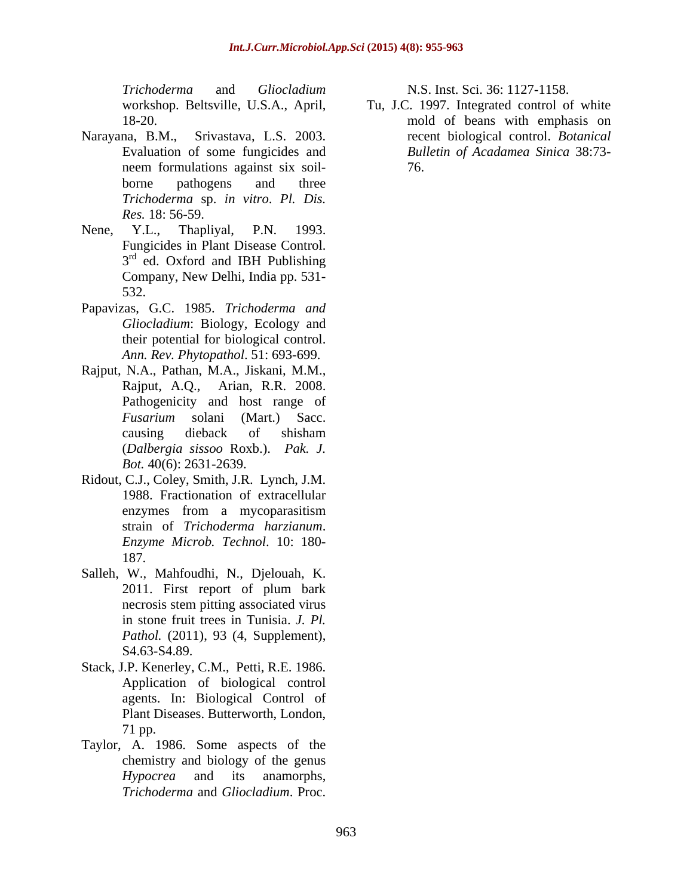*Trichoderma* and *Gliocladium* workshop. Beltsville, U.S.A., April, 18-20.

Narayana, B.M., Srivastava, L.S. 2003. Evaluation of some fungicides and neem formulations against six soil-borne pathogens and three *Trichoderma* sp. *in vitro*. *Pl. Dis. Res.* 18: 56-59.

Nene, Y.L., Thapliyal, P.N. 1993. Fungicides in Plant Disease Control. 3rd ed. Oxford and IBH Publishing Company, New Delhi, India pp. 531-532.

Papavizas, G.C. 1985. *Trichoderma and Gliocladium*: Biology, Ecology and their potential for biological control. *Ann. Rev. Phytopathol*. 51: 693-699.

Rajput, N.A., Pathan, M.A., Jiskani, M.M., Rajput, A.Q., Arian, R.R. 2008. Pathogenicity and host range of *Fusarium* solani (Mart.) Sacc. causing dieback of shisham (*Dalbergia sissoo* Roxb.). *Pak. J. Bot.* 40(6): 2631-2639.

Ridout, C.J., Coley, Smith, J.R. Lynch, J.M. 1988. Fractionation of extracellular enzymes from a mycoparasitism strain of *Trichoderma harzianum*. *Enzyme Microb. Technol*. 10: 180-187.

Salleh, W., Mahfoudhi, N., Djelouah, K. 2011. First report of plum bark necrosis stem pitting associated virus in stone fruit trees in Tunisia. *J. Pl. Pathol.* (2011), 93 (4, Supplement), S4.63-S4.89.

Stack, J.P. Kenerley, C.M., Petti, R.E. 1986. Application of biological control agents. In: Biological Control of Plant Diseases. Butterworth, London, 71 pp.

Taylor, A. 1986. Some aspects of the chemistry and biology of the genus *Hypocrea* and its anamorphs, *Trichoderma* and *Gliocladium*. Proc. N.S. Inst. Sci. 36: 1127-1158.

Tu, J.C. 1997. Integrated control of white mold of beans with emphasis on recent biological control. *Botanical Bulletin of Acadamea Sinica* 38:73-76.